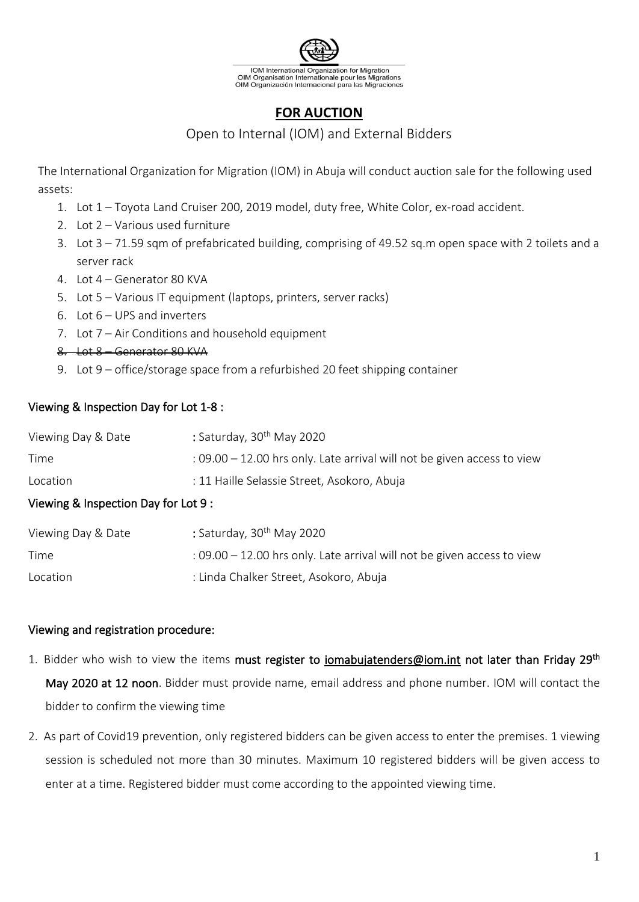IOM International Organization for Migration
OIM Organisation Internationale pour les Migrations
OIM Organización Internacional para las Migraciones

# FOR AUCTION

## Open to Internal (IOM) and External Bidders

The International Organization for Migration (IOM) in Abuja will conduct auction sale for the following used assets:

1. Lot 1 – Toyota Land Cruiser 200, 2019 model, duty free, White Color, ex-road accident.
2. Lot 2 – Various used furniture
3. Lot 3 – 71.59 sqm of prefabricated building, comprising of 49.52 sq.m open space with 2 toilets and a server rack
4. Lot 4 – Generator 80 KVA
5. Lot 5 – Various IT equipment (laptops, printers, server racks)
6. Lot 6 – UPS and inverters
7. Lot 7 – Air Conditions and household equipment
8. ~~Lot 8 – Generator 80 KVA~~
9. Lot 9 – office/storage space from a refurbished 20 feet shipping container

### Viewing & Inspection Day for Lot 1-8 :

| | |
|---|---|
| Viewing Day & Date | : Saturday, 30th May 2020 |
| Time | : 09.00 – 12.00 hrs only. Late arrival will not be given access to view |
| Location | : 11 Haille Selassie Street, Asokoro, Abuja |

### Viewing & Inspection Day for Lot 9 :

| | |
|---|---|
| Viewing Day & Date | : Saturday, 30th May 2020 |
| Time | : 09.00 – 12.00 hrs only. Late arrival will not be given access to view |
| Location | : Linda Chalker Street, Asokoro, Abuja |

### Viewing and registration procedure:

1. Bidder who wish to view the items **must register to iomabujatenders@iom.int not later than Friday 29th May 2020 at 12 noon**. Bidder must provide name, email address and phone number. IOM will contact the bidder to confirm the viewing time
2. As part of Covid19 prevention, only registered bidders can be given access to enter the premises. 1 viewing session is scheduled not more than 30 minutes. Maximum 10 registered bidders will be given access to enter at a time. Registered bidder must come according to the appointed viewing time.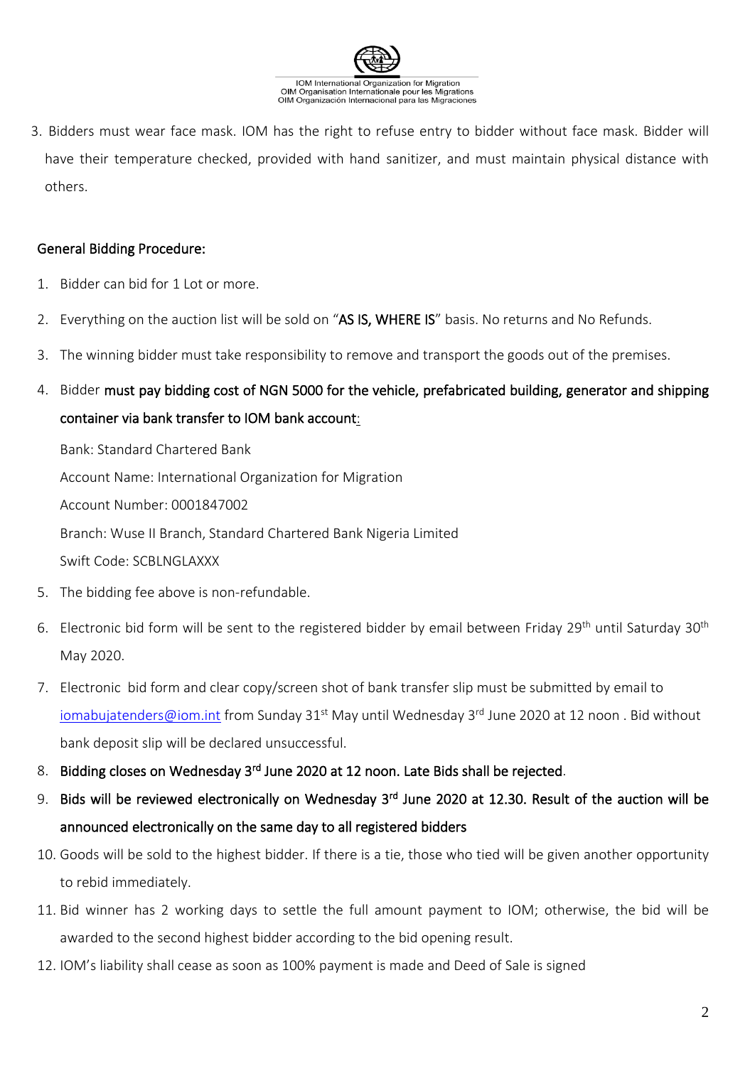3. Bidders must wear face mask. IOM has the right to refuse entry to bidder without face mask. Bidder will have their temperature checked, provided with hand sanitizer, and must maintain physical distance with others.

General Bidding Procedure:

1. Bidder can bid for 1 Lot or more.
2. Everything on the auction list will be sold on "**AS IS, WHERE IS**" basis. No returns and No Refunds.
3. The winning bidder must take responsibility to remove and transport the goods out of the premises.
4. Bidder **must pay bidding cost of NGN 5000 for the vehicle, prefabricated building, generator and shipping container via bank transfer to IOM bank account**:

   Bank: Standard Chartered Bank

   Account Name: International Organization for Migration

   Account Number: 0001847002

   Branch: Wuse II Branch, Standard Chartered Bank Nigeria Limited

   Swift Code: SCBLNGLAXXX
5. The bidding fee above is non-refundable.
6. Electronic bid form will be sent to the registered bidder by email between Friday 29th until Saturday 30th May 2020.
7. Electronic bid form and clear copy/screen shot of bank transfer slip must be submitted by email to iomabujatenders@iom.int from Sunday 31st May until Wednesday 3rd June 2020 at 12 noon . Bid without bank deposit slip will be declared unsuccessful.
8. **Bidding closes on Wednesday 3rd June 2020 at 12 noon. Late Bids shall be rejected**.
9. **Bids will be reviewed electronically on Wednesday 3rd June 2020 at 12.30. Result of the auction will be announced electronically on the same day to all registered bidders**
10. Goods will be sold to the highest bidder. If there is a tie, those who tied will be given another opportunity to rebid immediately.
11. Bid winner has 2 working days to settle the full amount payment to IOM; otherwise, the bid will be awarded to the second highest bidder according to the bid opening result.
12. IOM's liability shall cease as soon as 100% payment is made and Deed of Sale is signed